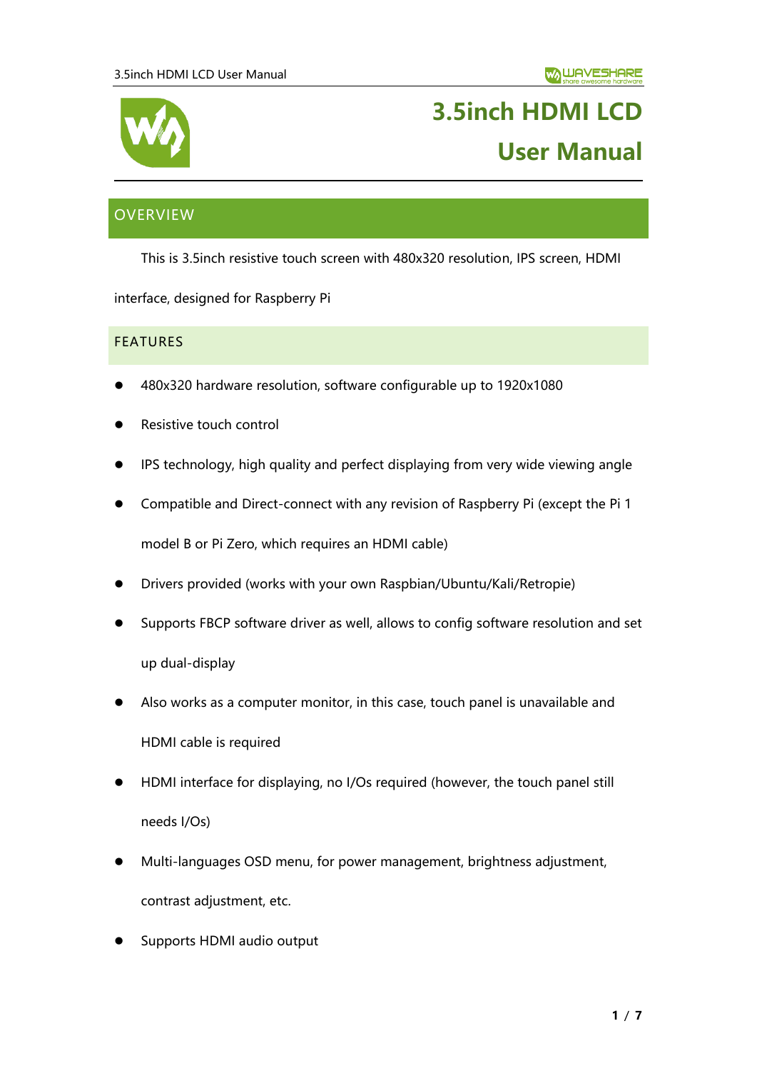# 3.5inch HDMI LCD User Manual

## OVERVIEW

This is 3.5inch resistive touch screen with 480x320 resolution, IPS screen, HDMI interface, designed for Raspberry Pi

## FEATURES

- 480x320 hardware resolution, software configurable up to 1920x1080
- Resistive touch control
- IPS technology, high quality and perfect displaying from very wide viewing angle
- Compatible and Direct-connect with any revision of Raspberry Pi (except the Pi 1 model B or Pi Zero, which requires an HDMI cable)
- Drivers provided (works with your own Raspbian/Ubuntu/Kali/Retropie)
- Supports FBCP software driver as well, allows to config software resolution and set up dual-display
- Also works as a computer monitor, in this case, touch panel is unavailable and HDMI cable is required
- HDMI interface for displaying, no I/Os required (however, the touch panel still needs I/Os)
- Multi-languages OSD menu, for power management, brightness adjustment, contrast adjustment, etc.
- Supports HDMI audio output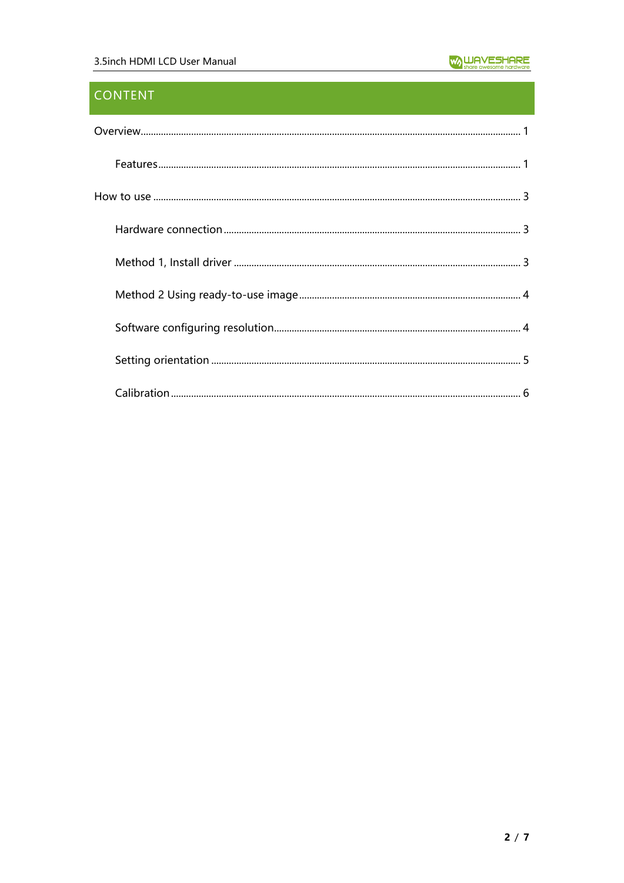# CONTENT

Overview ........................................................................................................................................ 1

- Features ................................................................................................................................ 1

How to use ...................................................................................................................................... 3

- Hardware connection ........................................................................................................ 3
- Method 1, Install driver ..................................................................................................... 3
- Method 2 Using ready-to-use image ............................................................................... 4
- Software configuring resolution ........................................................................................ 4
- Setting orientation ............................................................................................................. 5
- Calibration .......................................................................................................................... 6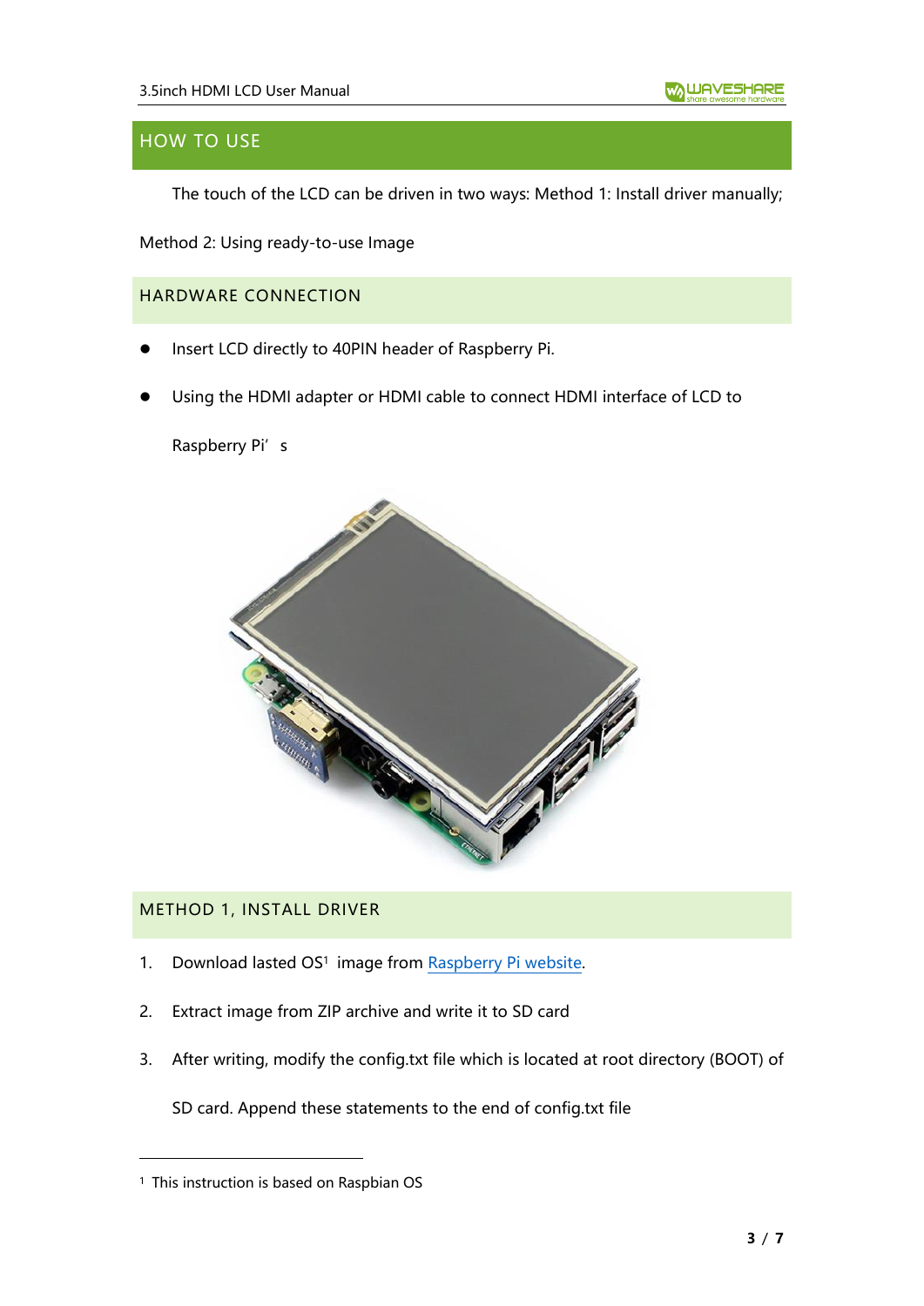## HOW TO USE

The touch of the LCD can be driven in two ways: Method 1: Install driver manually;

Method 2: Using ready-to-use Image

### HARDWARE CONNECTION

- Insert LCD directly to 40PIN header of Raspberry Pi.
- Using the HDMI adapter or HDMI cable to connect HDMI interface of LCD to Raspberry Pi' s

### METHOD 1, INSTALL DRIVER

1. Download lasted OS[1] image from Raspberry Pi website.
2. Extract image from ZIP archive and write it to SD card
3. After writing, modify the config.txt file which is located at root directory (BOOT) of SD card. Append these statements to the end of config.txt file

---

[1] This instruction is based on Raspbian OS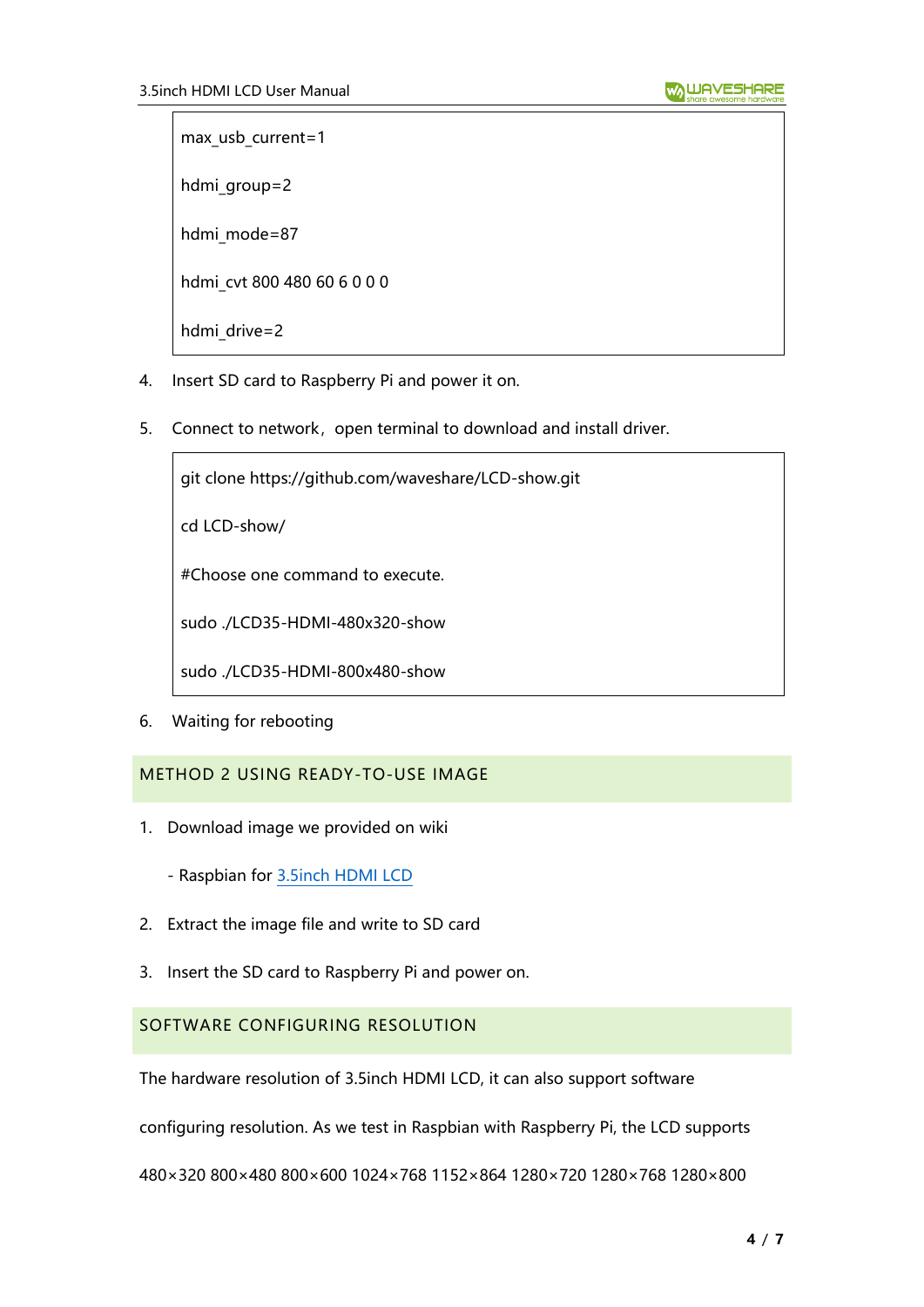```
max_usb_current=1

hdmi_group=2

hdmi_mode=87

hdmi_cvt 800 480 60 6 0 0 0

hdmi_drive=2
```

4. Insert SD card to Raspberry Pi and power it on.

5. Connect to network，open terminal to download and install driver.

```
git clone https://github.com/waveshare/LCD-show.git

cd LCD-show/

#Choose one command to execute.

sudo ./LCD35-HDMI-480x320-show

sudo ./LCD35-HDMI-800x480-show
```

6. Waiting for rebooting

## METHOD 2 USING READY-TO-USE IMAGE

1. Download image we provided on wiki

   - Raspbian for [3.5inch HDMI LCD]

2. Extract the image file and write to SD card

3. Insert the SD card to Raspberry Pi and power on.

## SOFTWARE CONFIGURING RESOLUTION

The hardware resolution of 3.5inch HDMI LCD, it can also support software configuring resolution. As we test in Raspbian with Raspberry Pi, the LCD supports 480×320 800×480 800×600 1024×768 1152×864 1280×720 1280×768 1280×800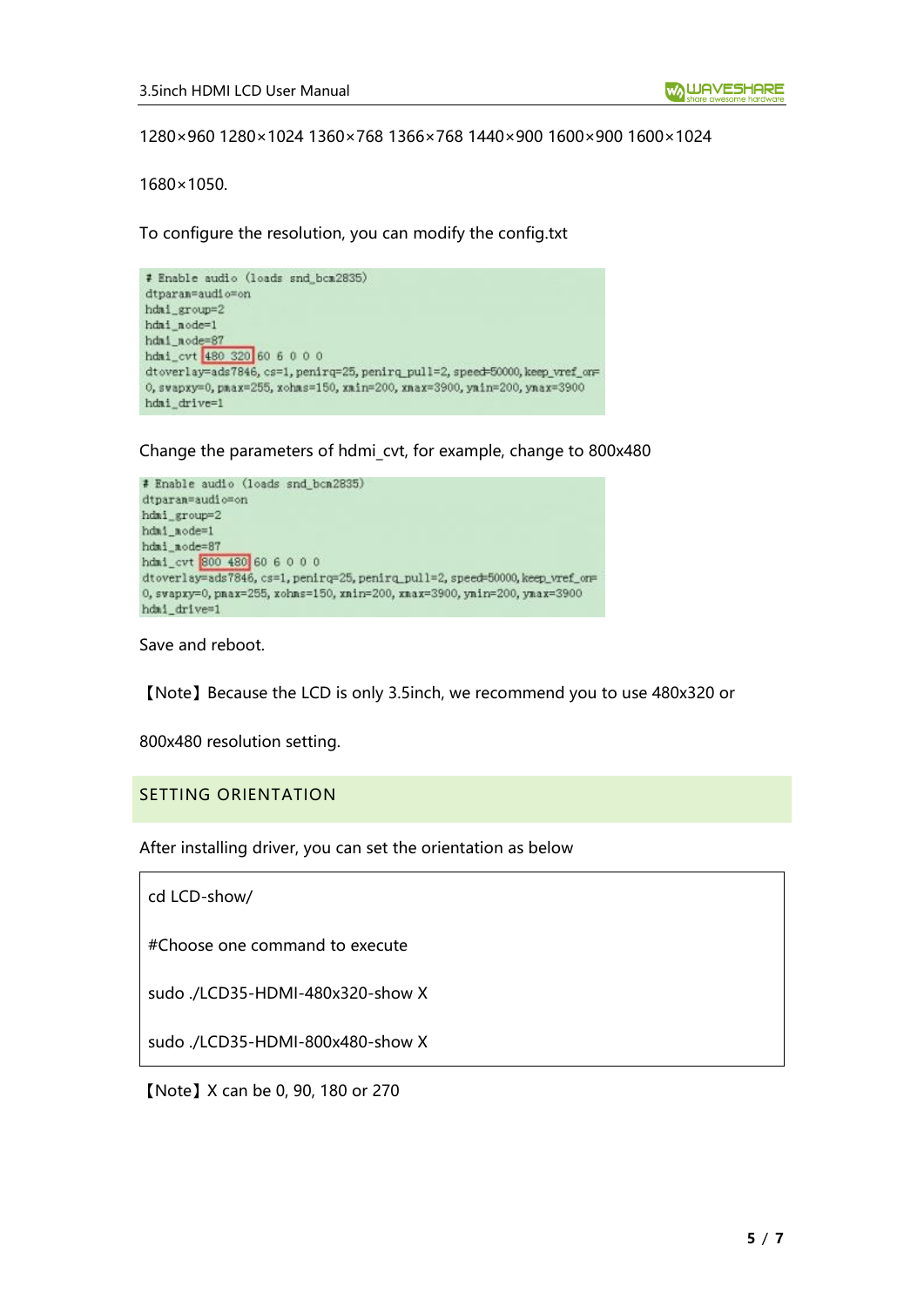1280×960 1280×1024 1360×768 1366×768 1440×900 1600×900 1600×1024

1680×1050.

To configure the resolution, you can modify the config.txt

```
# Enable audio (loads snd_bcm2835)
dtparam=audio=on
hdmi_group=2
hdmi_mode=1
hdmi_mode=87
hdmi_cvt 480 320 60 6 0 0 0
dtoverlay=ads7846,cs=1,penirq=25,penirq_pull=2,speed=50000,keep_vref_on=0,swapxy=0,pmax=255,xohms=150,xmin=200,xmax=3900,ymin=200,ymax=3900
hdmi_drive=1
```

Change the parameters of hdmi_cvt, for example, change to 800x480

```
# Enable audio (loads snd_bcm2835)
dtparam=audio=on
hdmi_group=2
hdmi_mode=1
hdmi_mode=87
hdmi_cvt 800 480 60 6 0 0 0
dtoverlay=ads7846,cs=1,penirq=25,penirq_pull=2,speed=50000,keep_vref_on=0,swapxy=0,pmax=255,xohms=150,xmin=200,xmax=3900,ymin=200,ymax=3900
hdmi_drive=1
```

Save and reboot.

【Note】Because the LCD is only 3.5inch, we recommend you to use 480x320 or 800x480 resolution setting.

## SETTING ORIENTATION

After installing driver, you can set the orientation as below

```
cd LCD-show/
#Choose one command to execute
sudo ./LCD35-HDMI-480x320-show X
sudo ./LCD35-HDMI-800x480-show X
```

【Note】X can be 0, 90, 180 or 270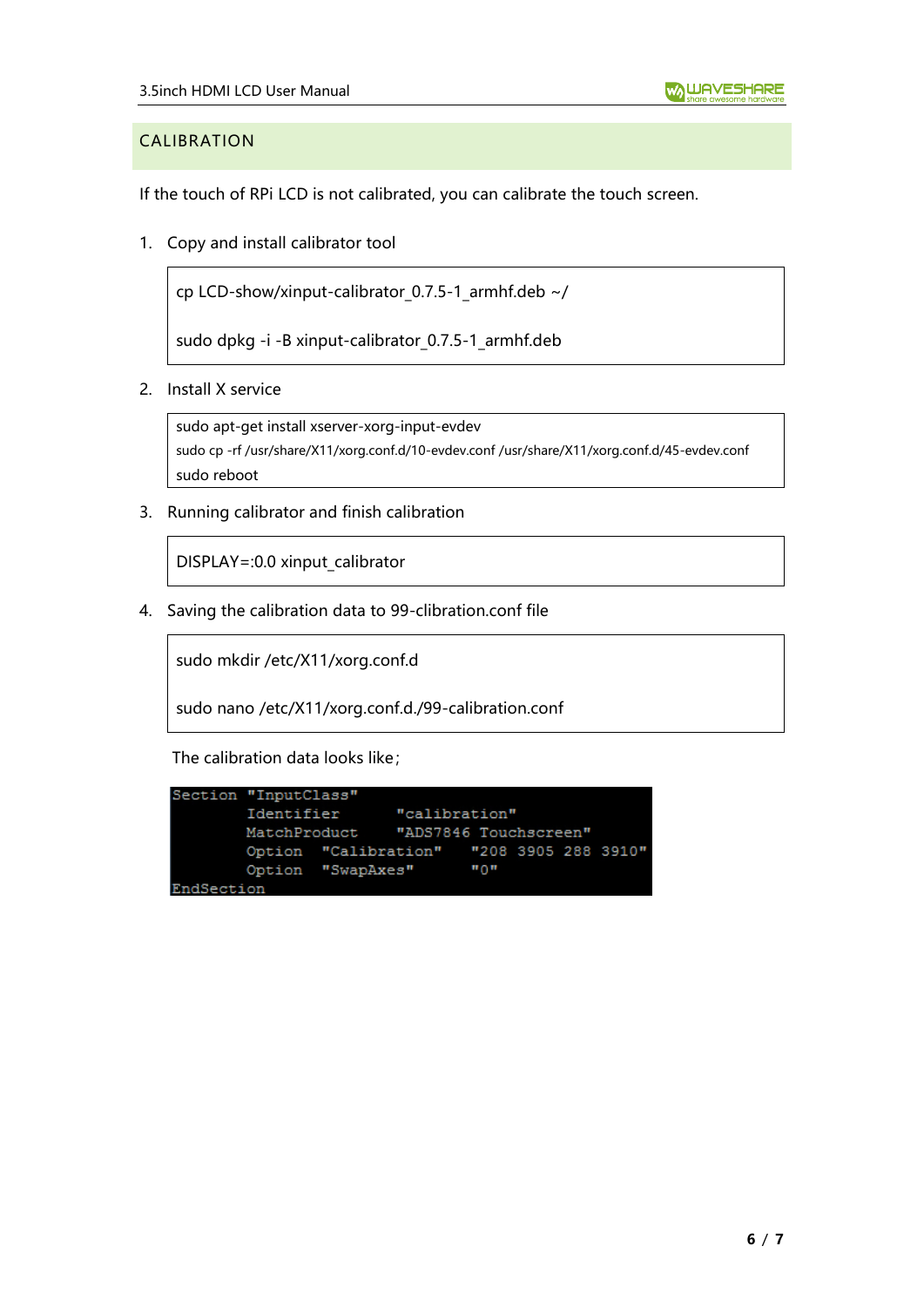## CALIBRATION

If the touch of RPi LCD is not calibrated, you can calibrate the touch screen.

1. Copy and install calibrator tool

```
cp LCD-show/xinput-calibrator_0.7.5-1_armhf.deb ~/

sudo dpkg -i -B xinput-calibrator_0.7.5-1_armhf.deb
```

2. Install X service

```
sudo apt-get install xserver-xorg-input-evdev
sudo cp -rf /usr/share/X11/xorg.conf.d/10-evdev.conf /usr/share/X11/xorg.conf.d/45-evdev.conf
sudo reboot
```

3. Running calibrator and finish calibration

```
DISPLAY=:0.0 xinput_calibrator
```

4. Saving the calibration data to 99-clibration.conf file

```
sudo mkdir /etc/X11/xorg.conf.d

sudo nano /etc/X11/xorg.conf.d./99-calibration.conf
```

The calibration data looks like；

```
Section "InputClass"
        Identifier      "calibration"
        MatchProduct    "ADS7846 Touchscreen"
        Option  "Calibration"   "208 3905 288 3910"
        Option  "SwapAxes"      "0"
EndSection
```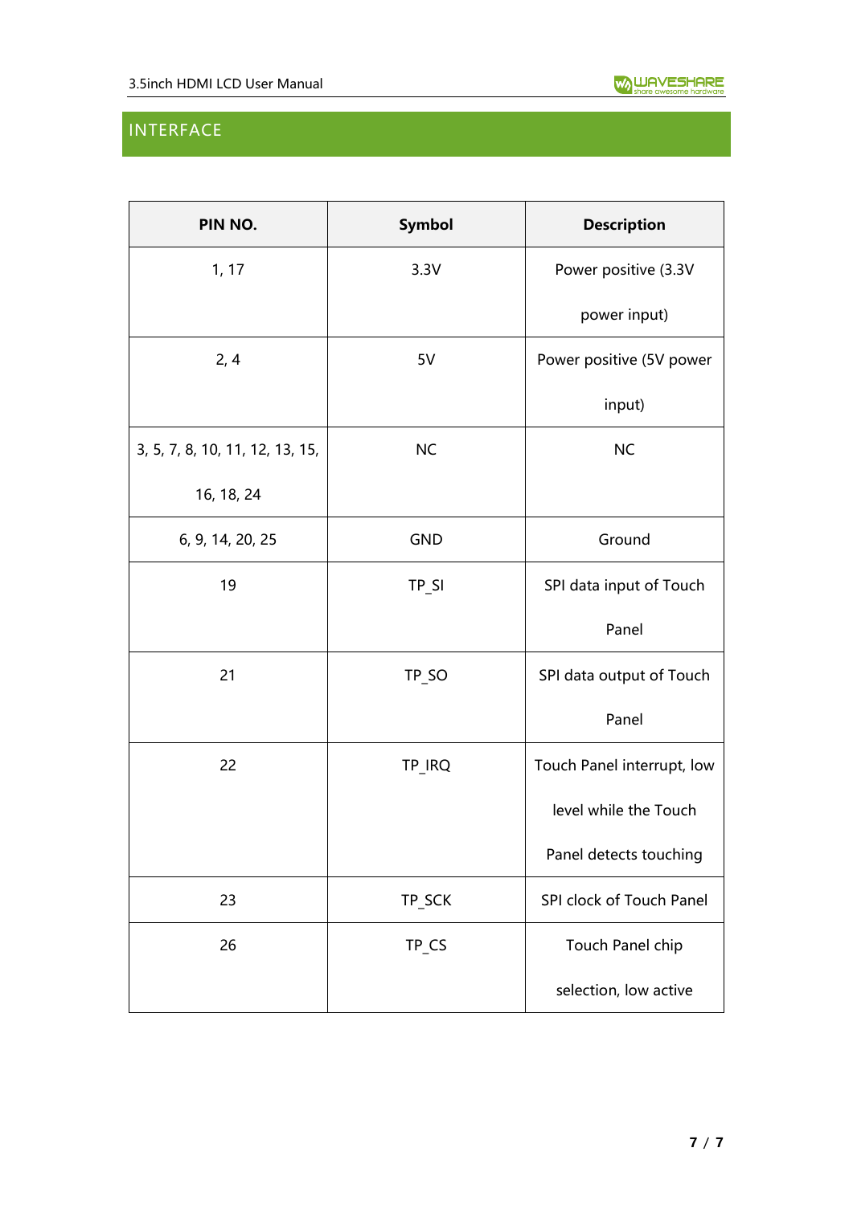## INTERFACE

| PIN NO. | Symbol | Description |
|---|---|---|
| 1, 17 | 3.3V | Power positive (3.3V power input) |
| 2, 4 | 5V | Power positive (5V power input) |
| 3, 5, 7, 8, 10, 11, 12, 13, 15, 16, 18, 24 | NC | NC |
| 6, 9, 14, 20, 25 | GND | Ground |
| 19 | TP_SI | SPI data input of Touch Panel |
| 21 | TP_SO | SPI data output of Touch Panel |
| 22 | TP_IRQ | Touch Panel interrupt, low level while the Touch Panel detects touching |
| 23 | TP_SCK | SPI clock of Touch Panel |
| 26 | TP_CS | Touch Panel chip selection, low active |